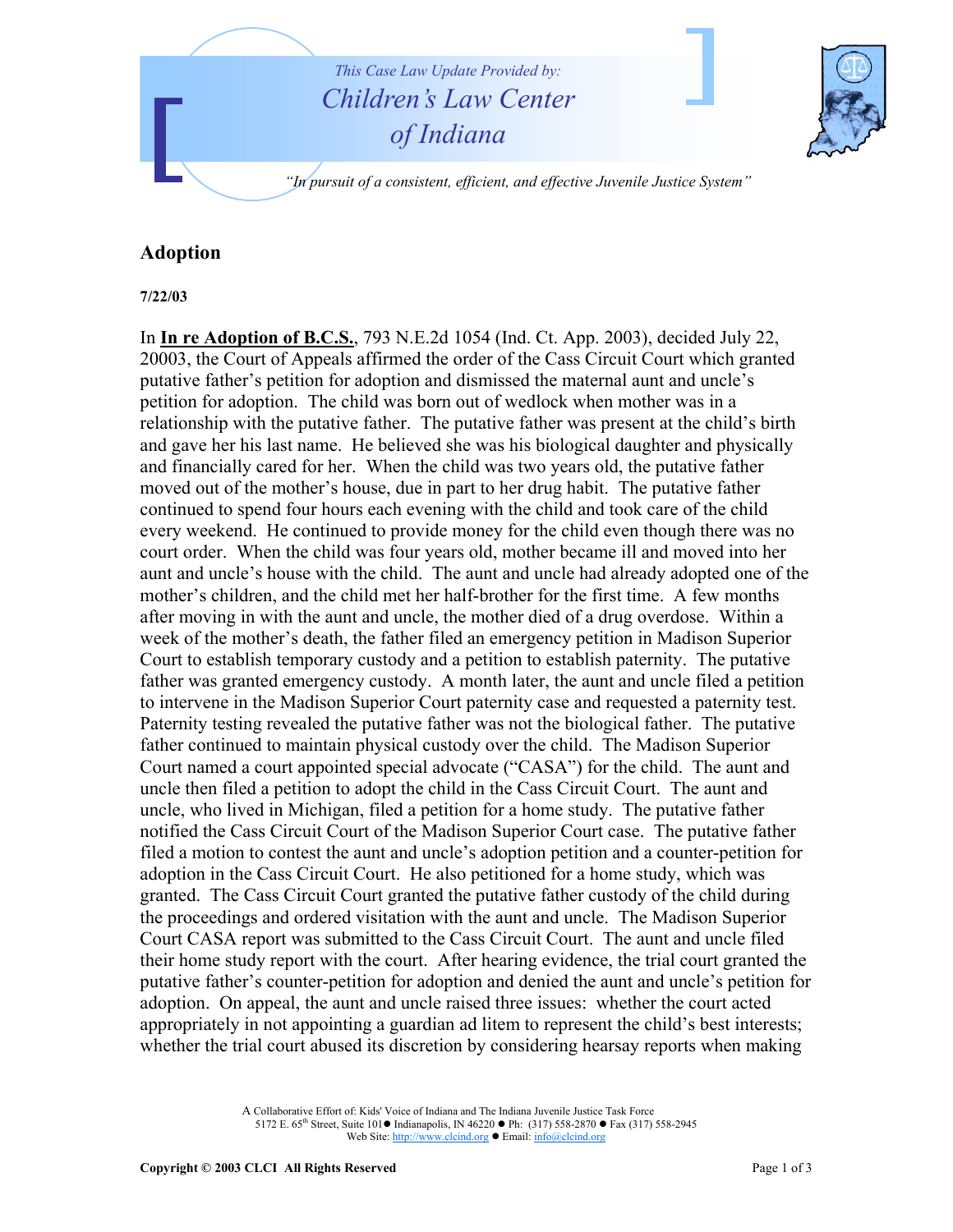This Case Law Update Provided by:
Children's Law Center of Indiana

*"In pursuit of a consistent, efficient, and effective Juvenile Justice System"*

## Adoption

**7/22/03**

In **In re Adoption of B.C.S.**, 793 N.E.2d 1054 (Ind. Ct. App. 2003), decided July 22, 20003, the Court of Appeals affirmed the order of the Cass Circuit Court which granted putative father's petition for adoption and dismissed the maternal aunt and uncle's petition for adoption. The child was born out of wedlock when mother was in a relationship with the putative father. The putative father was present at the child's birth and gave her his last name. He believed she was his biological daughter and physically and financially cared for her. When the child was two years old, the putative father moved out of the mother's house, due in part to her drug habit. The putative father continued to spend four hours each evening with the child and took care of the child every weekend. He continued to provide money for the child even though there was no court order. When the child was four years old, mother became ill and moved into her aunt and uncle's house with the child. The aunt and uncle had already adopted one of the mother's children, and the child met her half-brother for the first time. A few months after moving in with the aunt and uncle, the mother died of a drug overdose. Within a week of the mother's death, the father filed an emergency petition in Madison Superior Court to establish temporary custody and a petition to establish paternity. The putative father was granted emergency custody. A month later, the aunt and uncle filed a petition to intervene in the Madison Superior Court paternity case and requested a paternity test. Paternity testing revealed the putative father was not the biological father. The putative father continued to maintain physical custody over the child. The Madison Superior Court named a court appointed special advocate ("CASA") for the child. The aunt and uncle then filed a petition to adopt the child in the Cass Circuit Court. The aunt and uncle, who lived in Michigan, filed a petition for a home study. The putative father notified the Cass Circuit Court of the Madison Superior Court case. The putative father filed a motion to contest the aunt and uncle's adoption petition and a counter-petition for adoption in the Cass Circuit Court. He also petitioned for a home study, which was granted. The Cass Circuit Court granted the putative father custody of the child during the proceedings and ordered visitation with the aunt and uncle. The Madison Superior Court CASA report was submitted to the Cass Circuit Court. The aunt and uncle filed their home study report with the court. After hearing evidence, the trial court granted the putative father's counter-petition for adoption and denied the aunt and uncle's petition for adoption. On appeal, the aunt and uncle raised three issues: whether the court acted appropriately in not appointing a guardian ad litem to represent the child's best interests; whether the trial court abused its discretion by considering hearsay reports when making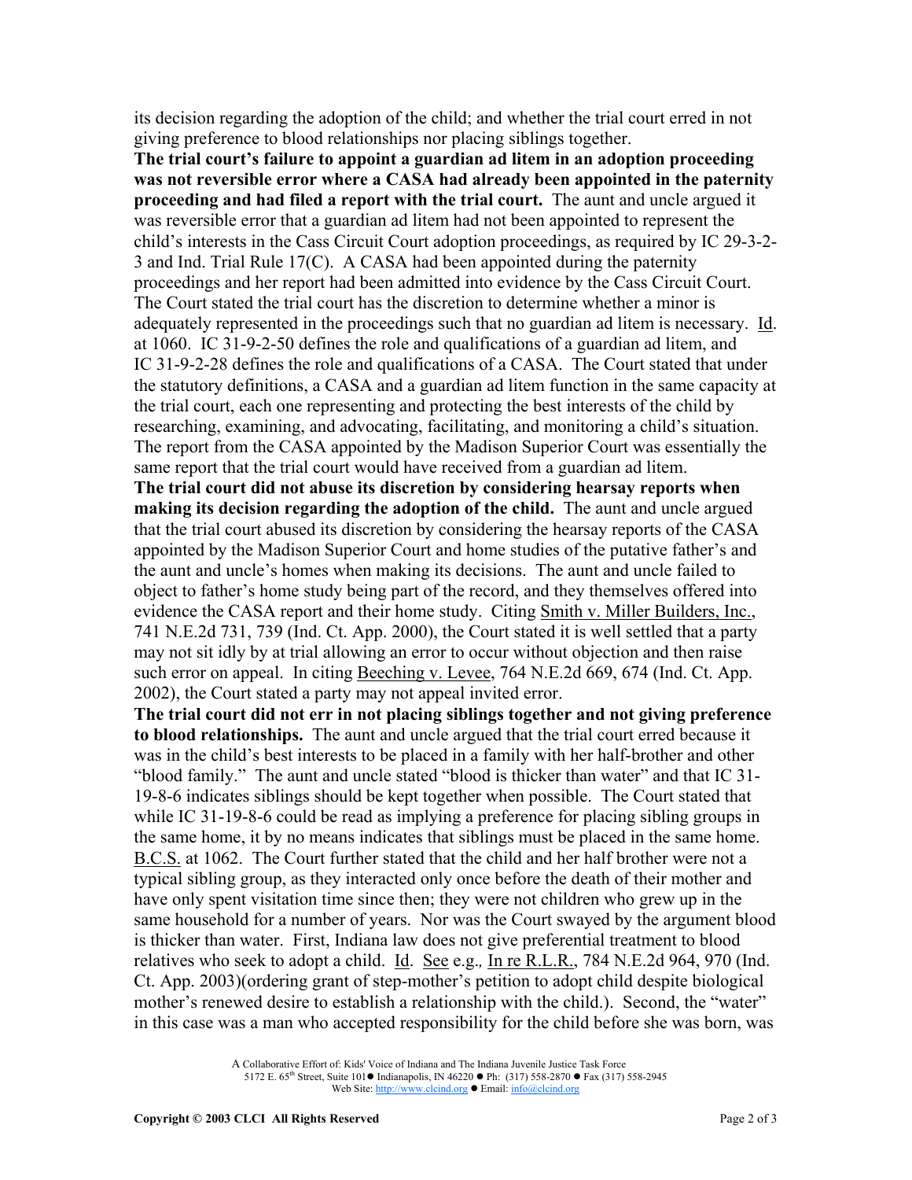its decision regarding the adoption of the child; and whether the trial court erred in not giving preference to blood relationships nor placing siblings together.

**The trial court's failure to appoint a guardian ad litem in an adoption proceeding was not reversible error where a CASA had already been appointed in the paternity proceeding and had filed a report with the trial court.** The aunt and uncle argued it was reversible error that a guardian ad litem had not been appointed to represent the child's interests in the Cass Circuit Court adoption proceedings, as required by IC 29-3-2-3 and Ind. Trial Rule 17(C). A CASA had been appointed during the paternity proceedings and her report had been admitted into evidence by the Cass Circuit Court. The Court stated the trial court has the discretion to determine whether a minor is adequately represented in the proceedings such that no guardian ad litem is necessary. Id. at 1060. IC 31-9-2-50 defines the role and qualifications of a guardian ad litem, and IC 31-9-2-28 defines the role and qualifications of a CASA. The Court stated that under the statutory definitions, a CASA and a guardian ad litem function in the same capacity at the trial court, each one representing and protecting the best interests of the child by researching, examining, and advocating, facilitating, and monitoring a child's situation. The report from the CASA appointed by the Madison Superior Court was essentially the same report that the trial court would have received from a guardian ad litem.

**The trial court did not abuse its discretion by considering hearsay reports when making its decision regarding the adoption of the child.** The aunt and uncle argued that the trial court abused its discretion by considering the hearsay reports of the CASA appointed by the Madison Superior Court and home studies of the putative father's and the aunt and uncle's homes when making its decisions. The aunt and uncle failed to object to father's home study being part of the record, and they themselves offered into evidence the CASA report and their home study. Citing Smith v. Miller Builders, Inc., 741 N.E.2d 731, 739 (Ind. Ct. App. 2000), the Court stated it is well settled that a party may not sit idly by at trial allowing an error to occur without objection and then raise such error on appeal. In citing Beeching v. Levee, 764 N.E.2d 669, 674 (Ind. Ct. App. 2002), the Court stated a party may not appeal invited error.

**The trial court did not err in not placing siblings together and not giving preference to blood relationships.** The aunt and uncle argued that the trial court erred because it was in the child's best interests to be placed in a family with her half-brother and other "blood family." The aunt and uncle stated "blood is thicker than water" and that IC 31-19-8-6 indicates siblings should be kept together when possible. The Court stated that while IC 31-19-8-6 could be read as implying a preference for placing sibling groups in the same home, it by no means indicates that siblings must be placed in the same home. B.C.S. at 1062. The Court further stated that the child and her half brother were not a typical sibling group, as they interacted only once before the death of their mother and have only spent visitation time since then; they were not children who grew up in the same household for a number of years. Nor was the Court swayed by the argument blood is thicker than water. First, Indiana law does not give preferential treatment to blood relatives who seek to adopt a child. Id. See e.g., In re R.L.R., 784 N.E.2d 964, 970 (Ind. Ct. App. 2003)(ordering grant of step-mother's petition to adopt child despite biological mother's renewed desire to establish a relationship with the child.). Second, the "water" in this case was a man who accepted responsibility for the child before she was born, was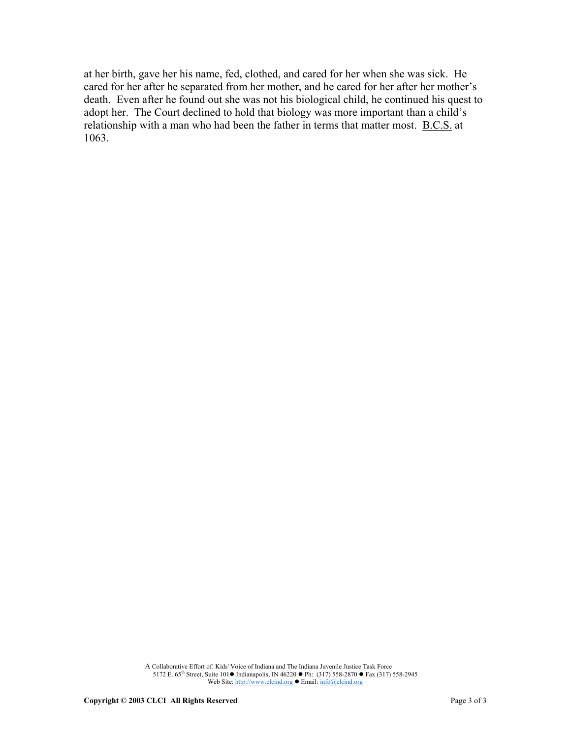at her birth, gave her his name, fed, clothed, and cared for her when she was sick. He cared for her after he separated from her mother, and he cared for her after her mother's death. Even after he found out she was not his biological child, he continued his quest to adopt her. The Court declined to hold that biology was more important than a child's relationship with a man who had been the father in terms that matter most. B.C.S. at 1063.